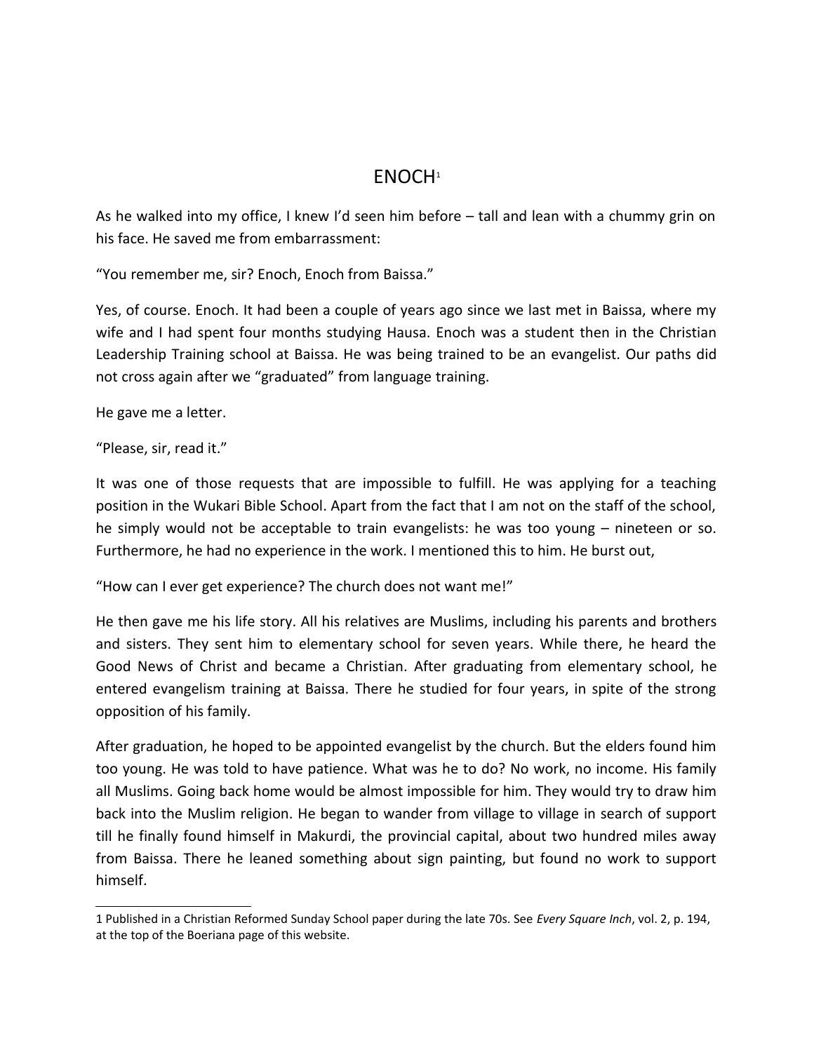# ENOCH[1]

As he walked into my office, I knew I'd seen him before – tall and lean with a chummy grin on his face. He saved me from embarrassment:

"You remember me, sir? Enoch, Enoch from Baissa."

Yes, of course. Enoch. It had been a couple of years ago since we last met in Baissa, where my wife and I had spent four months studying Hausa. Enoch was a student then in the Christian Leadership Training school at Baissa. He was being trained to be an evangelist. Our paths did not cross again after we "graduated" from language training.

He gave me a letter.

"Please, sir, read it."

It was one of those requests that are impossible to fulfill. He was applying for a teaching position in the Wukari Bible School. Apart from the fact that I am not on the staff of the school, he simply would not be acceptable to train evangelists: he was too young – nineteen or so. Furthermore, he had no experience in the work. I mentioned this to him. He burst out,

"How can I ever get experience? The church does not want me!"

He then gave me his life story. All his relatives are Muslims, including his parents and brothers and sisters. They sent him to elementary school for seven years. While there, he heard the Good News of Christ and became a Christian. After graduating from elementary school, he entered evangelism training at Baissa. There he studied for four years, in spite of the strong opposition of his family.

After graduation, he hoped to be appointed evangelist by the church. But the elders found him too young. He was told to have patience. What was he to do? No work, no income. His family all Muslims. Going back home would be almost impossible for him. They would try to draw him back into the Muslim religion. He began to wander from village to village in search of support till he finally found himself in Makurdi, the provincial capital, about two hundred miles away from Baissa. There he leaned something about sign painting, but found no work to support himself.

---

[1] Published in a Christian Reformed Sunday School paper during the late 70s. See *Every Square Inch*, vol. 2, p. 194, at the top of the Boeriana page of this website.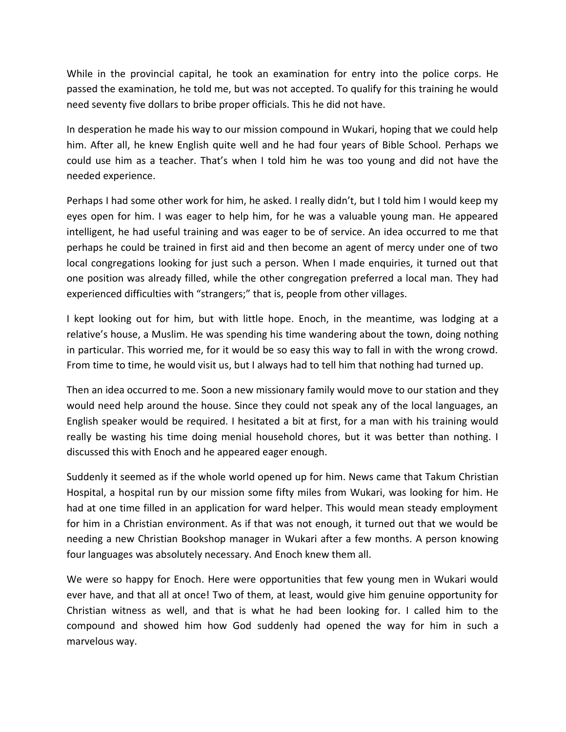While in the provincial capital, he took an examination for entry into the police corps. He passed the examination, he told me, but was not accepted. To qualify for this training he would need seventy five dollars to bribe proper officials. This he did not have.

In desperation he made his way to our mission compound in Wukari, hoping that we could help him. After all, he knew English quite well and he had four years of Bible School. Perhaps we could use him as a teacher. That's when I told him he was too young and did not have the needed experience.

Perhaps I had some other work for him, he asked. I really didn't, but I told him I would keep my eyes open for him. I was eager to help him, for he was a valuable young man. He appeared intelligent, he had useful training and was eager to be of service. An idea occurred to me that perhaps he could be trained in first aid and then become an agent of mercy under one of two local congregations looking for just such a person. When I made enquiries, it turned out that one position was already filled, while the other congregation preferred a local man. They had experienced difficulties with "strangers;" that is, people from other villages.

I kept looking out for him, but with little hope. Enoch, in the meantime, was lodging at a relative's house, a Muslim. He was spending his time wandering about the town, doing nothing in particular. This worried me, for it would be so easy this way to fall in with the wrong crowd. From time to time, he would visit us, but I always had to tell him that nothing had turned up.

Then an idea occurred to me. Soon a new missionary family would move to our station and they would need help around the house. Since they could not speak any of the local languages, an English speaker would be required. I hesitated a bit at first, for a man with his training would really be wasting his time doing menial household chores, but it was better than nothing. I discussed this with Enoch and he appeared eager enough.

Suddenly it seemed as if the whole world opened up for him. News came that Takum Christian Hospital, a hospital run by our mission some fifty miles from Wukari, was looking for him. He had at one time filled in an application for ward helper. This would mean steady employment for him in a Christian environment. As if that was not enough, it turned out that we would be needing a new Christian Bookshop manager in Wukari after a few months. A person knowing four languages was absolutely necessary. And Enoch knew them all.

We were so happy for Enoch. Here were opportunities that few young men in Wukari would ever have, and that all at once! Two of them, at least, would give him genuine opportunity for Christian witness as well, and that is what he had been looking for. I called him to the compound and showed him how God suddenly had opened the way for him in such a marvelous way.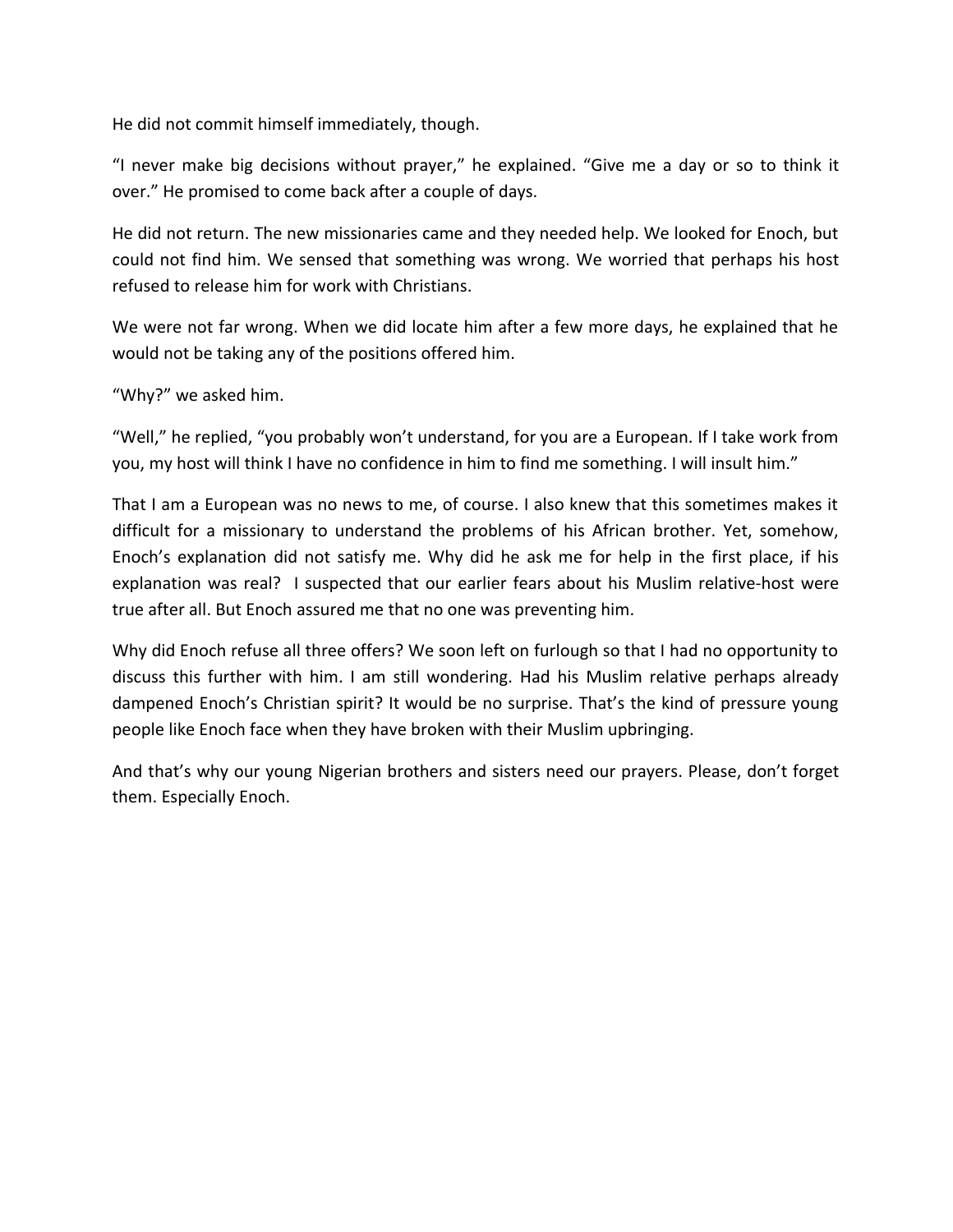He did not commit himself immediately, though.

"I never make big decisions without prayer," he explained. "Give me a day or so to think it over." He promised to come back after a couple of days.

He did not return. The new missionaries came and they needed help. We looked for Enoch, but could not find him. We sensed that something was wrong. We worried that perhaps his host refused to release him for work with Christians.

We were not far wrong. When we did locate him after a few more days, he explained that he would not be taking any of the positions offered him.

"Why?" we asked him.

"Well," he replied, "you probably won't understand, for you are a European. If I take work from you, my host will think I have no confidence in him to find me something. I will insult him."

That I am a European was no news to me, of course. I also knew that this sometimes makes it difficult for a missionary to understand the problems of his African brother. Yet, somehow, Enoch's explanation did not satisfy me. Why did he ask me for help in the first place, if his explanation was real? I suspected that our earlier fears about his Muslim relative-host were true after all. But Enoch assured me that no one was preventing him.

Why did Enoch refuse all three offers? We soon left on furlough so that I had no opportunity to discuss this further with him. I am still wondering. Had his Muslim relative perhaps already dampened Enoch's Christian spirit? It would be no surprise. That's the kind of pressure young people like Enoch face when they have broken with their Muslim upbringing.

And that's why our young Nigerian brothers and sisters need our prayers. Please, don't forget them. Especially Enoch.